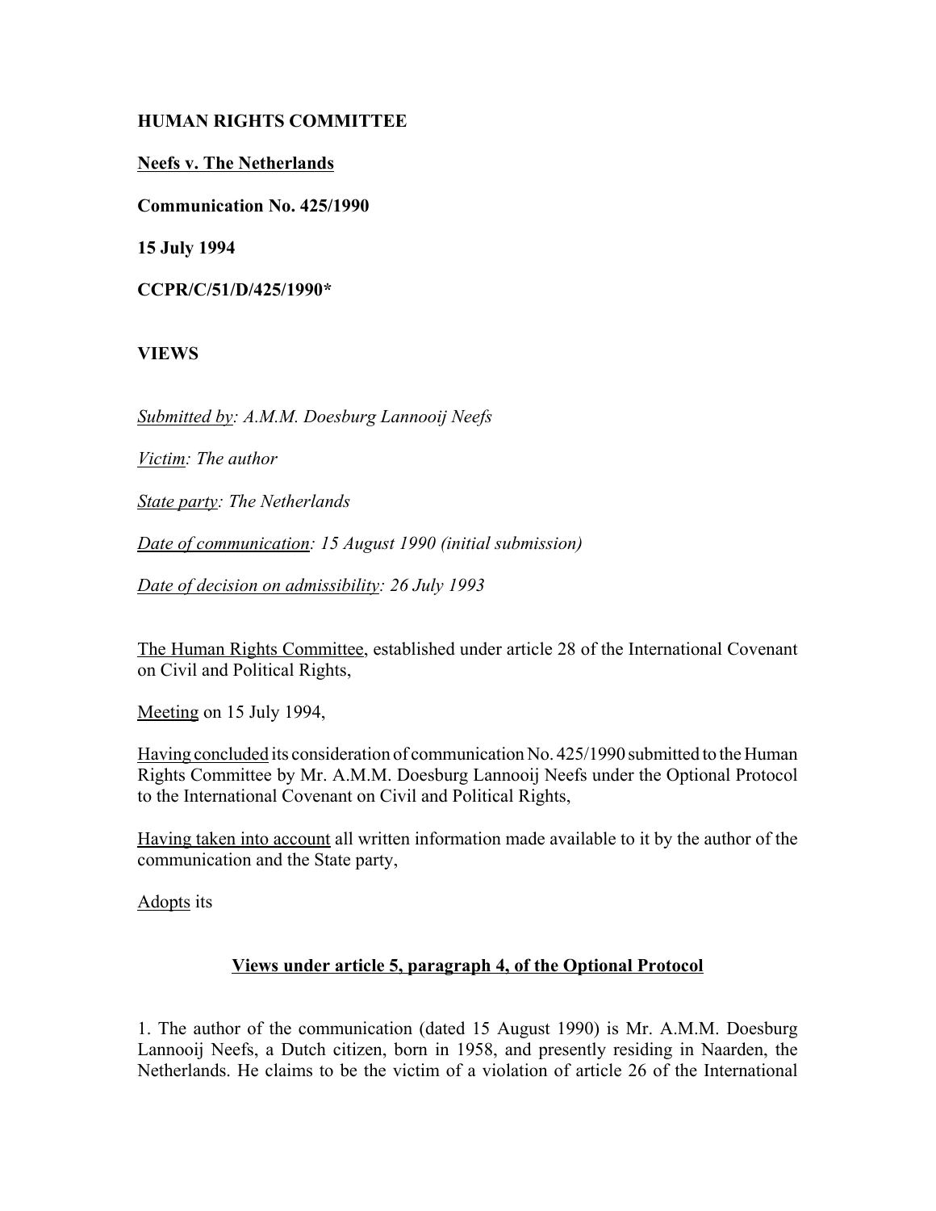**HUMAN RIGHTS COMMITTEE**

**Neefs v. The Netherlands**

**Communication No. 425/1990**

**15 July 1994**

**CCPR/C/51/D/425/1990***

**VIEWS**

*Submitted by: A.M.M. Doesburg Lannooij Neefs*

*Victim: The author*

*State party: The Netherlands*

*Date of communication: 15 August 1990 (initial submission)*

*Date of decision on admissibility: 26 July 1993*

The Human Rights Committee, established under article 28 of the International Covenant on Civil and Political Rights,

Meeting on 15 July 1994,

Having concluded its consideration of communication No. 425/1990 submitted to the Human Rights Committee by Mr. A.M.M. Doesburg Lannooij Neefs under the Optional Protocol to the International Covenant on Civil and Political Rights,

Having taken into account all written information made available to it by the author of the communication and the State party,

Adopts its

**Views under article 5, paragraph 4, of the Optional Protocol**

1. The author of the communication (dated 15 August 1990) is Mr. A.M.M. Doesburg Lannooij Neefs, a Dutch citizen, born in 1958, and presently residing in Naarden, the Netherlands. He claims to be the victim of a violation of article 26 of the International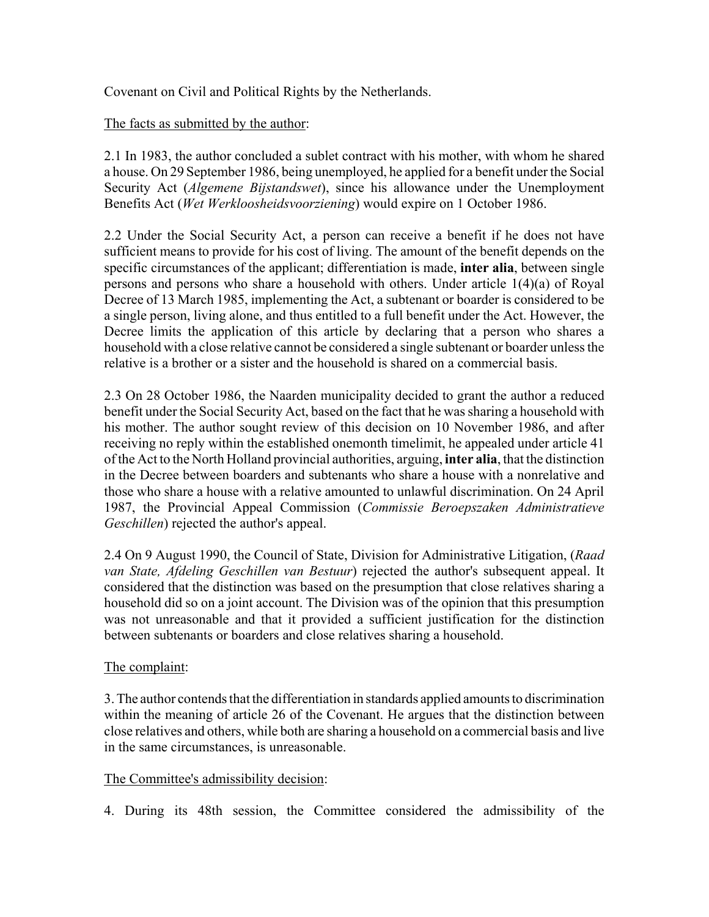Covenant on Civil and Political Rights by the Netherlands.

The facts as submitted by the author:

2.1 In 1983, the author concluded a sublet contract with his mother, with whom he shared a house. On 29 September 1986, being unemployed, he applied for a benefit under the Social Security Act (*Algemene Bijstandswet*), since his allowance under the Unemployment Benefits Act (*Wet Werkloosheidsvoorziening*) would expire on 1 October 1986.

2.2 Under the Social Security Act, a person can receive a benefit if he does not have sufficient means to provide for his cost of living. The amount of the benefit depends on the specific circumstances of the applicant; differentiation is made, **inter alia**, between single persons and persons who share a household with others. Under article 1(4)(a) of Royal Decree of 13 March 1985, implementing the Act, a subtenant or boarder is considered to be a single person, living alone, and thus entitled to a full benefit under the Act. However, the Decree limits the application of this article by declaring that a person who shares a household with a close relative cannot be considered a single subtenant or boarder unless the relative is a brother or a sister and the household is shared on a commercial basis.

2.3 On 28 October 1986, the Naarden municipality decided to grant the author a reduced benefit under the Social Security Act, based on the fact that he was sharing a household with his mother. The author sought review of this decision on 10 November 1986, and after receiving no reply within the established onemonth timelimit, he appealed under article 41 of the Act to the North Holland provincial authorities, arguing, **inter alia**, that the distinction in the Decree between boarders and subtenants who share a house with a nonrelative and those who share a house with a relative amounted to unlawful discrimination. On 24 April 1987, the Provincial Appeal Commission (*Commissie Beroepszaken Administratieve Geschillen*) rejected the author's appeal.

2.4 On 9 August 1990, the Council of State, Division for Administrative Litigation, (*Raad van State, Afdeling Geschillen van Bestuur*) rejected the author's subsequent appeal. It considered that the distinction was based on the presumption that close relatives sharing a household did so on a joint account. The Division was of the opinion that this presumption was not unreasonable and that it provided a sufficient justification for the distinction between subtenants or boarders and close relatives sharing a household.

The complaint:

3. The author contends that the differentiation in standards applied amounts to discrimination within the meaning of article 26 of the Covenant. He argues that the distinction between close relatives and others, while both are sharing a household on a commercial basis and live in the same circumstances, is unreasonable.

The Committee's admissibility decision:

4. During its 48th session, the Committee considered the admissibility of the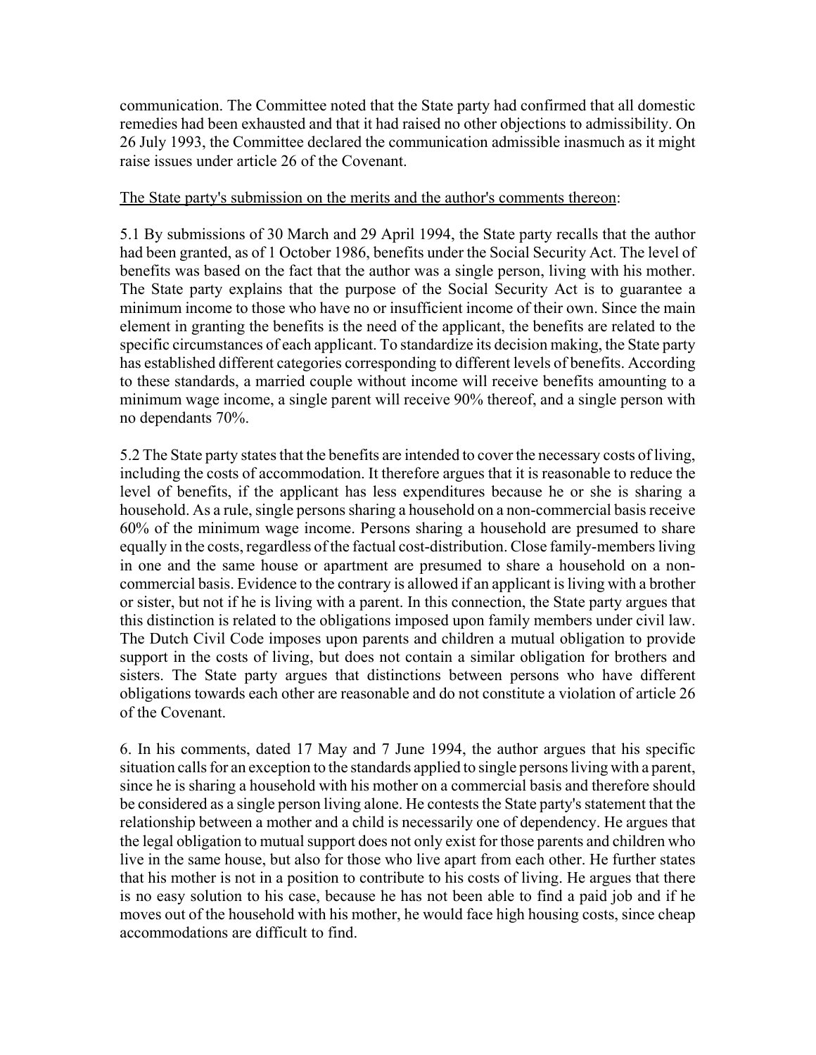communication. The Committee noted that the State party had confirmed that all domestic remedies had been exhausted and that it had raised no other objections to admissibility. On 26 July 1993, the Committee declared the communication admissible inasmuch as it might raise issues under article 26 of the Covenant.

<u>The State party's submission on the merits and the author's comments thereon</u>:

5.1 By submissions of 30 March and 29 April 1994, the State party recalls that the author had been granted, as of 1 October 1986, benefits under the Social Security Act. The level of benefits was based on the fact that the author was a single person, living with his mother. The State party explains that the purpose of the Social Security Act is to guarantee a minimum income to those who have no or insufficient income of their own. Since the main element in granting the benefits is the need of the applicant, the benefits are related to the specific circumstances of each applicant. To standardize its decision making, the State party has established different categories corresponding to different levels of benefits. According to these standards, a married couple without income will receive benefits amounting to a minimum wage income, a single parent will receive 90% thereof, and a single person with no dependants 70%.

5.2 The State party states that the benefits are intended to cover the necessary costs of living, including the costs of accommodation. It therefore argues that it is reasonable to reduce the level of benefits, if the applicant has less expenditures because he or she is sharing a household. As a rule, single persons sharing a household on a non-commercial basis receive 60% of the minimum wage income. Persons sharing a household are presumed to share equally in the costs, regardless of the factual cost-distribution. Close family-members living in one and the same house or apartment are presumed to share a household on a non-commercial basis. Evidence to the contrary is allowed if an applicant is living with a brother or sister, but not if he is living with a parent. In this connection, the State party argues that this distinction is related to the obligations imposed upon family members under civil law. The Dutch Civil Code imposes upon parents and children a mutual obligation to provide support in the costs of living, but does not contain a similar obligation for brothers and sisters. The State party argues that distinctions between persons who have different obligations towards each other are reasonable and do not constitute a violation of article 26 of the Covenant.

6. In his comments, dated 17 May and 7 June 1994, the author argues that his specific situation calls for an exception to the standards applied to single persons living with a parent, since he is sharing a household with his mother on a commercial basis and therefore should be considered as a single person living alone. He contests the State party's statement that the relationship between a mother and a child is necessarily one of dependency. He argues that the legal obligation to mutual support does not only exist for those parents and children who live in the same house, but also for those who live apart from each other. He further states that his mother is not in a position to contribute to his costs of living. He argues that there is no easy solution to his case, because he has not been able to find a paid job and if he moves out of the household with his mother, he would face high housing costs, since cheap accommodations are difficult to find.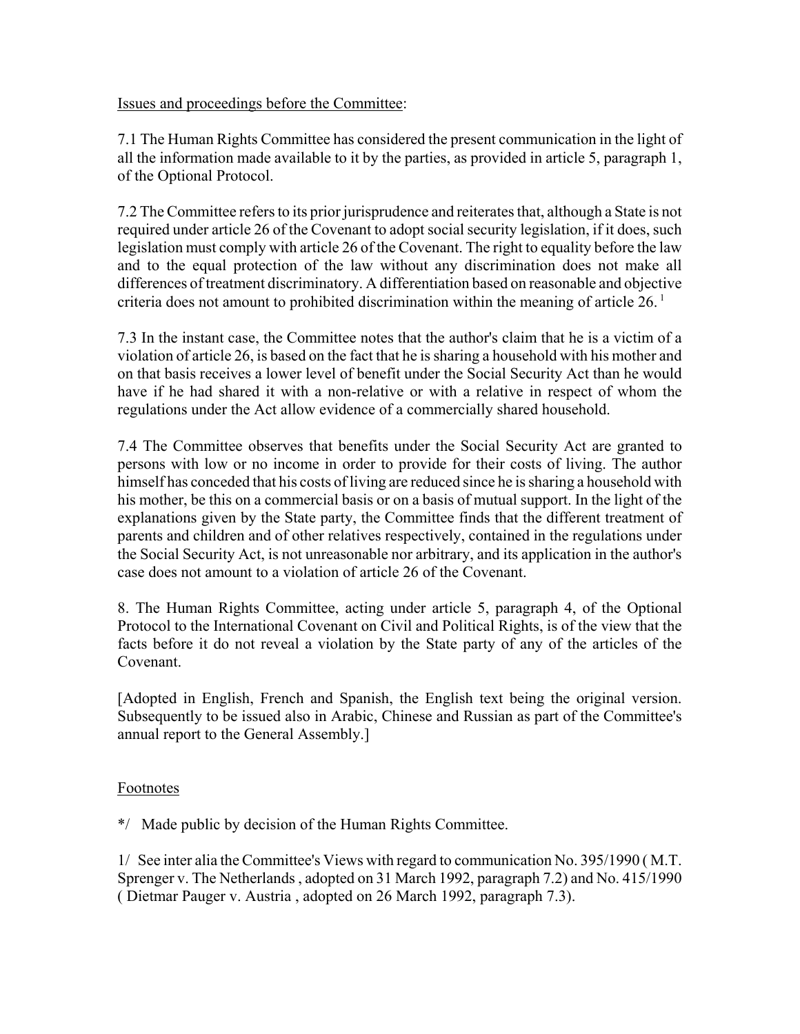Issues and proceedings before the Committee:

7.1 The Human Rights Committee has considered the present communication in the light of all the information made available to it by the parties, as provided in article 5, paragraph 1, of the Optional Protocol.

7.2 The Committee refers to its prior jurisprudence and reiterates that, although a State is not required under article 26 of the Covenant to adopt social security legislation, if it does, such legislation must comply with article 26 of the Covenant. The right to equality before the law and to the equal protection of the law without any discrimination does not make all differences of treatment discriminatory. A differentiation based on reasonable and objective criteria does not amount to prohibited discrimination within the meaning of article 26. [1]

7.3 In the instant case, the Committee notes that the author's claim that he is a victim of a violation of article 26, is based on the fact that he is sharing a household with his mother and on that basis receives a lower level of benefit under the Social Security Act than he would have if he had shared it with a non-relative or with a relative in respect of whom the regulations under the Act allow evidence of a commercially shared household.

7.4 The Committee observes that benefits under the Social Security Act are granted to persons with low or no income in order to provide for their costs of living. The author himself has conceded that his costs of living are reduced since he is sharing a household with his mother, be this on a commercial basis or on a basis of mutual support. In the light of the explanations given by the State party, the Committee finds that the different treatment of parents and children and of other relatives respectively, contained in the regulations under the Social Security Act, is not unreasonable nor arbitrary, and its application in the author's case does not amount to a violation of article 26 of the Covenant.

8. The Human Rights Committee, acting under article 5, paragraph 4, of the Optional Protocol to the International Covenant on Civil and Political Rights, is of the view that the facts before it do not reveal a violation by the State party of any of the articles of the Covenant.

[Adopted in English, French and Spanish, the English text being the original version. Subsequently to be issued also in Arabic, Chinese and Russian as part of the Committee's annual report to the General Assembly.]

Footnotes

*/ Made public by decision of the Human Rights Committee.

1/ See inter alia the Committee's Views with regard to communication No. 395/1990 ( M.T. Sprenger v. The Netherlands , adopted on 31 March 1992, paragraph 7.2) and No. 415/1990 ( Dietmar Pauger v. Austria , adopted on 26 March 1992, paragraph 7.3).